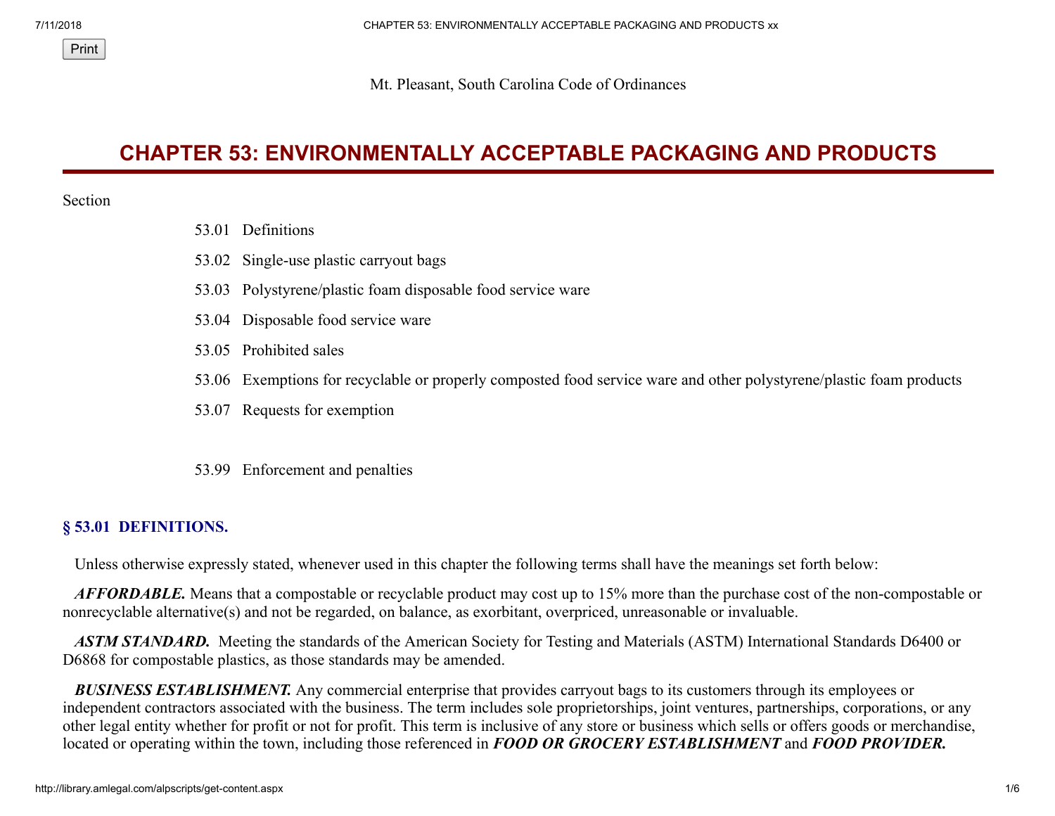Mt. Pleasant, South Carolina Code of Ordinances

# CHAPTER 53: ENVIRONMENTALLY ACCEPTABLE PACKAGING AND PRODUCTS

Section

- 53.01 Definitions
- 53.02 Single-use plastic carryout bags
- 53.03 Polystyrene/plastic foam disposable food service ware
- 53.04 Disposable food service ware
- 53.05 Prohibited sales
- 53.06 Exemptions for recyclable or properly composted food service ware and other polystyrene/plastic foam products
- 53.07 Requests for exemption

- 53.99 Enforcement and penalties

## § 53.01 DEFINITIONS.

Unless otherwise expressly stated, whenever used in this chapter the following terms shall have the meanings set forth below:

***AFFORDABLE.*** Means that a compostable or recyclable product may cost up to 15% more than the purchase cost of the non-compostable or nonrecyclable alternative(s) and not be regarded, on balance, as exorbitant, overpriced, unreasonable or invaluable.

***ASTM STANDARD.*** Meeting the standards of the American Society for Testing and Materials (ASTM) International Standards D6400 or D6868 for compostable plastics, as those standards may be amended.

***BUSINESS ESTABLISHMENT.*** Any commercial enterprise that provides carryout bags to its customers through its employees or independent contractors associated with the business. The term includes sole proprietorships, joint ventures, partnerships, corporations, or any other legal entity whether for profit or not for profit. This term is inclusive of any store or business which sells or offers goods or merchandise, located or operating within the town, including those referenced in ***FOOD OR GROCERY ESTABLISHMENT*** and ***FOOD PROVIDER.***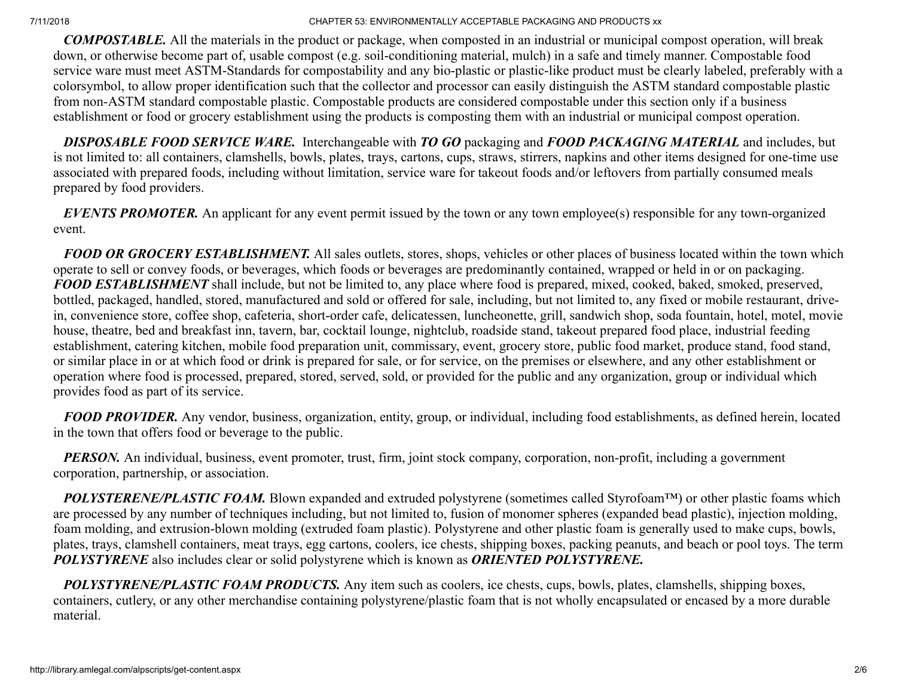***COMPOSTABLE.*** All the materials in the product or package, when composted in an industrial or municipal compost operation, will break down, or otherwise become part of, usable compost (e.g. soil-conditioning material, mulch) in a safe and timely manner. Compostable food service ware must meet ASTM-Standards for compostability and any bio-plastic or plastic-like product must be clearly labeled, preferably with a colorsymbol, to allow proper identification such that the collector and processor can easily distinguish the ASTM standard compostable plastic from non-ASTM standard compostable plastic. Compostable products are considered compostable under this section only if a business establishment or food or grocery establishment using the products is composting them with an industrial or municipal compost operation.

***DISPOSABLE FOOD SERVICE WARE.*** Interchangeable with ***TO GO*** packaging and ***FOOD PACKAGING MATERIAL*** and includes, but is not limited to: all containers, clamshells, bowls, plates, trays, cartons, cups, straws, stirrers, napkins and other items designed for one-time use associated with prepared foods, including without limitation, service ware for takeout foods and/or leftovers from partially consumed meals prepared by food providers.

***EVENTS PROMOTER.*** An applicant for any event permit issued by the town or any town employee(s) responsible for any town-organized event.

***FOOD OR GROCERY ESTABLISHMENT.*** All sales outlets, stores, shops, vehicles or other places of business located within the town which operate to sell or convey foods, or beverages, which foods or beverages are predominantly contained, wrapped or held in or on packaging. ***FOOD ESTABLISHMENT*** shall include, but not be limited to, any place where food is prepared, mixed, cooked, baked, smoked, preserved, bottled, packaged, handled, stored, manufactured and sold or offered for sale, including, but not limited to, any fixed or mobile restaurant, drive-in, convenience store, coffee shop, cafeteria, short-order cafe, delicatessen, luncheonette, grill, sandwich shop, soda fountain, hotel, motel, movie house, theatre, bed and breakfast inn, tavern, bar, cocktail lounge, nightclub, roadside stand, takeout prepared food place, industrial feeding establishment, catering kitchen, mobile food preparation unit, commissary, event, grocery store, public food market, produce stand, food stand, or similar place in or at which food or drink is prepared for sale, or for service, on the premises or elsewhere, and any other establishment or operation where food is processed, prepared, stored, served, sold, or provided for the public and any organization, group or individual which provides food as part of its service.

***FOOD PROVIDER.*** Any vendor, business, organization, entity, group, or individual, including food establishments, as defined herein, located in the town that offers food or beverage to the public.

***PERSON.*** An individual, business, event promoter, trust, firm, joint stock company, corporation, non-profit, including a government corporation, partnership, or association.

***POLYSTERENE/PLASTIC FOAM.*** Blown expanded and extruded polystyrene (sometimes called Styrofoam™) or other plastic foams which are processed by any number of techniques including, but not limited to, fusion of monomer spheres (expanded bead plastic), injection molding, foam molding, and extrusion-blown molding (extruded foam plastic). Polystyrene and other plastic foam is generally used to make cups, bowls, plates, trays, clamshell containers, meat trays, egg cartons, coolers, ice chests, shipping boxes, packing peanuts, and beach or pool toys. The term ***POLYSTYRENE*** also includes clear or solid polystyrene which is known as ***ORIENTED POLYSTYRENE.***

***POLYSTYRENE/PLASTIC FOAM PRODUCTS.*** Any item such as coolers, ice chests, cups, bowls, plates, clamshells, shipping boxes, containers, cutlery, or any other merchandise containing polystyrene/plastic foam that is not wholly encapsulated or encased by a more durable material.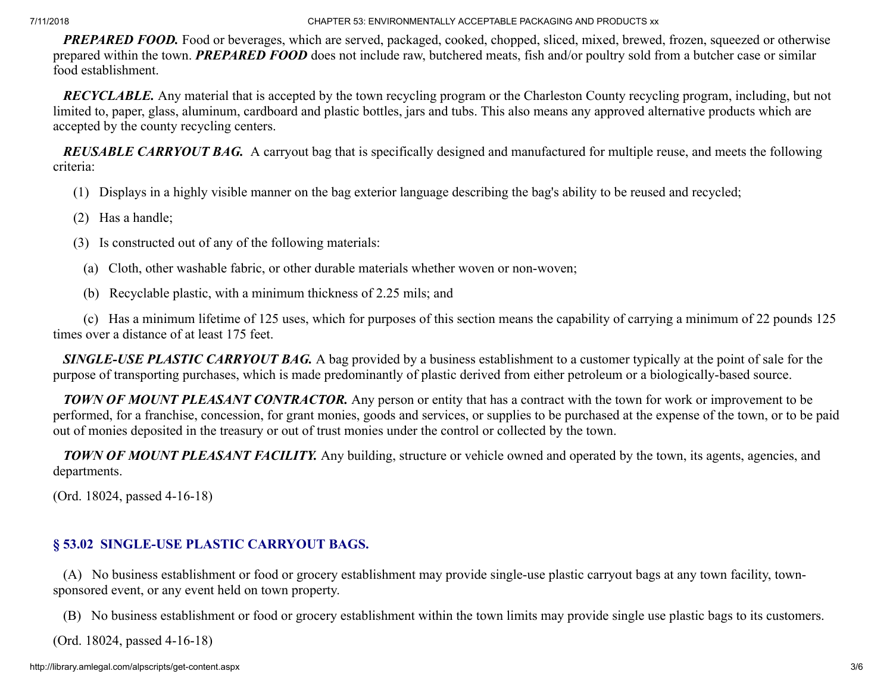***PREPARED FOOD.*** Food or beverages, which are served, packaged, cooked, chopped, sliced, mixed, brewed, frozen, squeezed or otherwise prepared within the town. ***PREPARED FOOD*** does not include raw, butchered meats, fish and/or poultry sold from a butcher case or similar food establishment.

***RECYCLABLE.*** Any material that is accepted by the town recycling program or the Charleston County recycling program, including, but not limited to, paper, glass, aluminum, cardboard and plastic bottles, jars and tubs. This also means any approved alternative products which are accepted by the county recycling centers.

***REUSABLE CARRYOUT BAG.*** A carryout bag that is specifically designed and manufactured for multiple reuse, and meets the following criteria:

(1) Displays in a highly visible manner on the bag exterior language describing the bag's ability to be reused and recycled;

(2) Has a handle;

(3) Is constructed out of any of the following materials:

(a) Cloth, other washable fabric, or other durable materials whether woven or non-woven;

(b) Recyclable plastic, with a minimum thickness of 2.25 mils; and

(c) Has a minimum lifetime of 125 uses, which for purposes of this section means the capability of carrying a minimum of 22 pounds 125 times over a distance of at least 175 feet.

***SINGLE-USE PLASTIC CARRYOUT BAG.*** A bag provided by a business establishment to a customer typically at the point of sale for the purpose of transporting purchases, which is made predominantly of plastic derived from either petroleum or a biologically-based source.

***TOWN OF MOUNT PLEASANT CONTRACTOR.*** Any person or entity that has a contract with the town for work or improvement to be performed, for a franchise, concession, for grant monies, goods and services, or supplies to be purchased at the expense of the town, or to be paid out of monies deposited in the treasury or out of trust monies under the control or collected by the town.

***TOWN OF MOUNT PLEASANT FACILITY.*** Any building, structure or vehicle owned and operated by the town, its agents, agencies, and departments.

(Ord. 18024, passed 4-16-18)

## § 53.02 SINGLE-USE PLASTIC CARRYOUT BAGS.

(A) No business establishment or food or grocery establishment may provide single-use plastic carryout bags at any town facility, town-sponsored event, or any event held on town property.

(B) No business establishment or food or grocery establishment within the town limits may provide single use plastic bags to its customers.

(Ord. 18024, passed 4-16-18)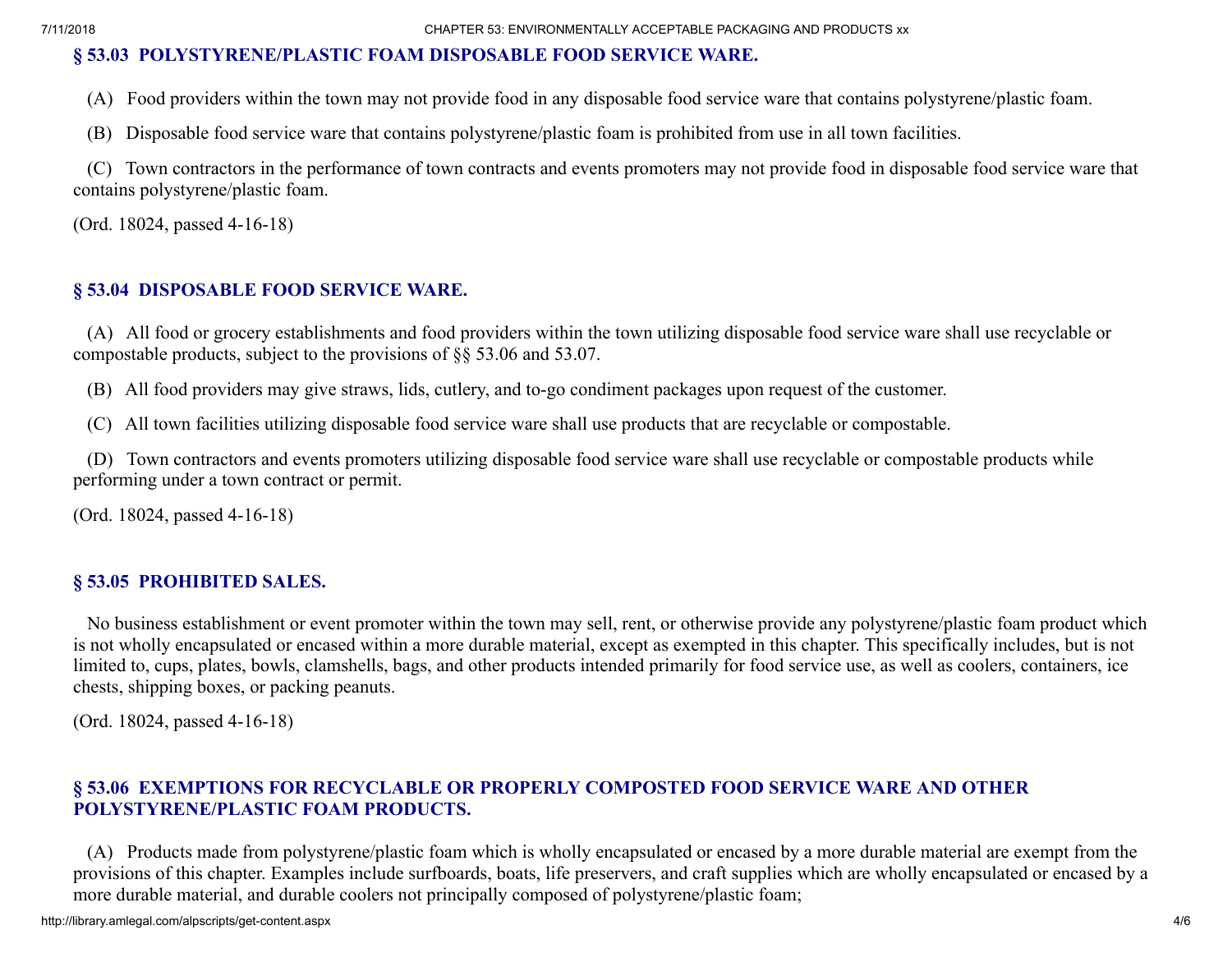### § 53.03 POLYSTYRENE/PLASTIC FOAM DISPOSABLE FOOD SERVICE WARE.

(A) Food providers within the town may not provide food in any disposable food service ware that contains polystyrene/plastic foam.

(B) Disposable food service ware that contains polystyrene/plastic foam is prohibited from use in all town facilities.

(C) Town contractors in the performance of town contracts and events promoters may not provide food in disposable food service ware that contains polystyrene/plastic foam.

(Ord. 18024, passed 4-16-18)

### § 53.04 DISPOSABLE FOOD SERVICE WARE.

(A) All food or grocery establishments and food providers within the town utilizing disposable food service ware shall use recyclable or compostable products, subject to the provisions of §§ 53.06 and 53.07.

(B) All food providers may give straws, lids, cutlery, and to-go condiment packages upon request of the customer.

(C) All town facilities utilizing disposable food service ware shall use products that are recyclable or compostable.

(D) Town contractors and events promoters utilizing disposable food service ware shall use recyclable or compostable products while performing under a town contract or permit.

(Ord. 18024, passed 4-16-18)

### § 53.05 PROHIBITED SALES.

No business establishment or event promoter within the town may sell, rent, or otherwise provide any polystyrene/plastic foam product which is not wholly encapsulated or encased within a more durable material, except as exempted in this chapter. This specifically includes, but is not limited to, cups, plates, bowls, clamshells, bags, and other products intended primarily for food service use, as well as coolers, containers, ice chests, shipping boxes, or packing peanuts.

(Ord. 18024, passed 4-16-18)

### § 53.06 EXEMPTIONS FOR RECYCLABLE OR PROPERLY COMPOSTED FOOD SERVICE WARE AND OTHER POLYSTYRENE/PLASTIC FOAM PRODUCTS.

(A) Products made from polystyrene/plastic foam which is wholly encapsulated or encased by a more durable material are exempt from the provisions of this chapter. Examples include surfboards, boats, life preservers, and craft supplies which are wholly encapsulated or encased by a more durable material, and durable coolers not principally composed of polystyrene/plastic foam;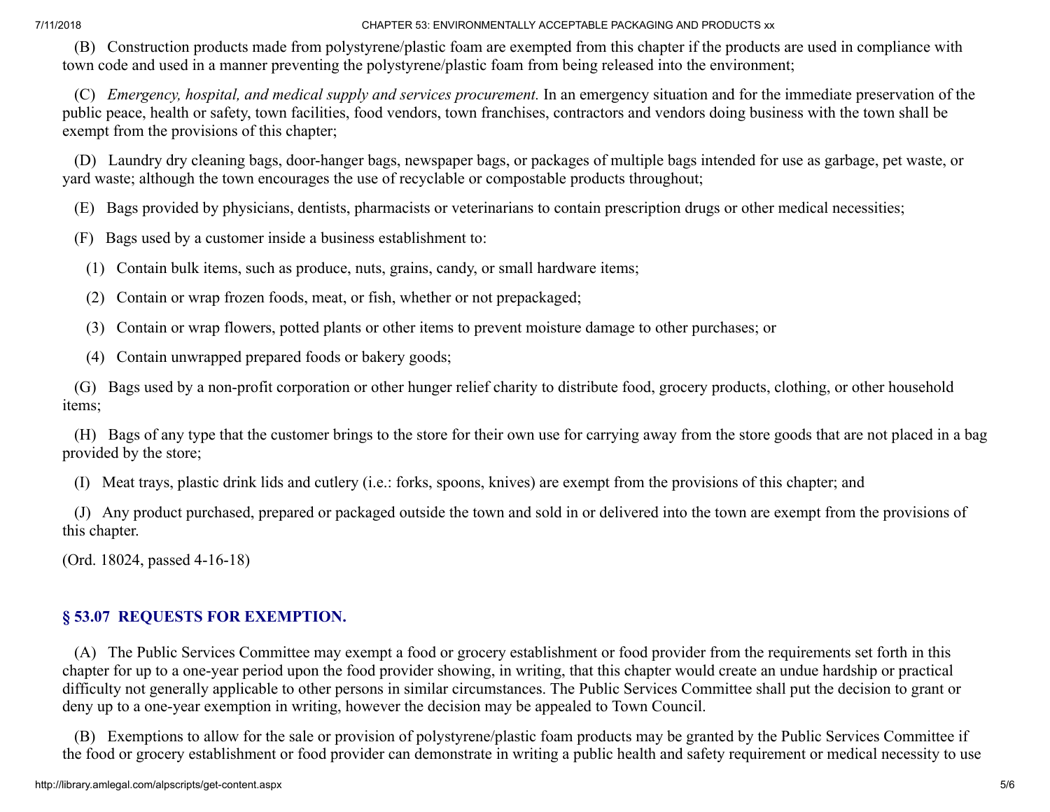(B) Construction products made from polystyrene/plastic foam are exempted from this chapter if the products are used in compliance with town code and used in a manner preventing the polystyrene/plastic foam from being released into the environment;

(C) *Emergency, hospital, and medical supply and services procurement.* In an emergency situation and for the immediate preservation of the public peace, health or safety, town facilities, food vendors, town franchises, contractors and vendors doing business with the town shall be exempt from the provisions of this chapter;

(D) Laundry dry cleaning bags, door-hanger bags, newspaper bags, or packages of multiple bags intended for use as garbage, pet waste, or yard waste; although the town encourages the use of recyclable or compostable products throughout;

(E) Bags provided by physicians, dentists, pharmacists or veterinarians to contain prescription drugs or other medical necessities;

(F) Bags used by a customer inside a business establishment to:

(1) Contain bulk items, such as produce, nuts, grains, candy, or small hardware items;

(2) Contain or wrap frozen foods, meat, or fish, whether or not prepackaged;

(3) Contain or wrap flowers, potted plants or other items to prevent moisture damage to other purchases; or

(4) Contain unwrapped prepared foods or bakery goods;

(G) Bags used by a non-profit corporation or other hunger relief charity to distribute food, grocery products, clothing, or other household items;

(H) Bags of any type that the customer brings to the store for their own use for carrying away from the store goods that are not placed in a bag provided by the store;

(I) Meat trays, plastic drink lids and cutlery (i.e.: forks, spoons, knives) are exempt from the provisions of this chapter; and

(J) Any product purchased, prepared or packaged outside the town and sold in or delivered into the town are exempt from the provisions of this chapter.

(Ord. 18024, passed 4-16-18)

## § 53.07 REQUESTS FOR EXEMPTION.

(A) The Public Services Committee may exempt a food or grocery establishment or food provider from the requirements set forth in this chapter for up to a one-year period upon the food provider showing, in writing, that this chapter would create an undue hardship or practical difficulty not generally applicable to other persons in similar circumstances. The Public Services Committee shall put the decision to grant or deny up to a one-year exemption in writing, however the decision may be appealed to Town Council.

(B) Exemptions to allow for the sale or provision of polystyrene/plastic foam products may be granted by the Public Services Committee if the food or grocery establishment or food provider can demonstrate in writing a public health and safety requirement or medical necessity to use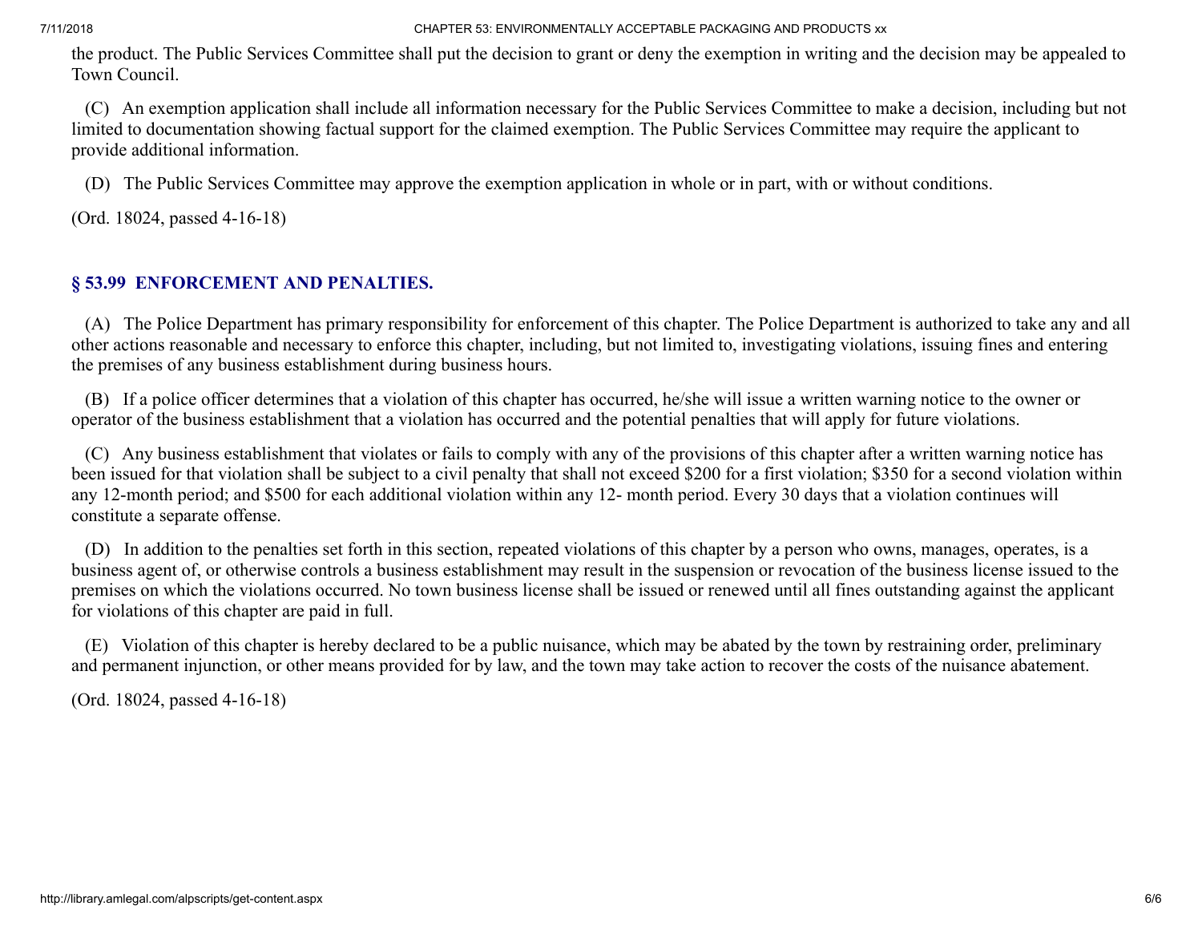the product. The Public Services Committee shall put the decision to grant or deny the exemption in writing and the decision may be appealed to Town Council.

(C) An exemption application shall include all information necessary for the Public Services Committee to make a decision, including but not limited to documentation showing factual support for the claimed exemption. The Public Services Committee may require the applicant to provide additional information.

(D) The Public Services Committee may approve the exemption application in whole or in part, with or without conditions.

(Ord. 18024, passed 4-16-18)

### § 53.99 ENFORCEMENT AND PENALTIES.

(A) The Police Department has primary responsibility for enforcement of this chapter. The Police Department is authorized to take any and all other actions reasonable and necessary to enforce this chapter, including, but not limited to, investigating violations, issuing fines and entering the premises of any business establishment during business hours.

(B) If a police officer determines that a violation of this chapter has occurred, he/she will issue a written warning notice to the owner or operator of the business establishment that a violation has occurred and the potential penalties that will apply for future violations.

(C) Any business establishment that violates or fails to comply with any of the provisions of this chapter after a written warning notice has been issued for that violation shall be subject to a civil penalty that shall not exceed $200 for a first violation; $350 for a second violation within any 12-month period; and $500 for each additional violation within any 12- month period. Every 30 days that a violation continues will constitute a separate offense.

(D) In addition to the penalties set forth in this section, repeated violations of this chapter by a person who owns, manages, operates, is a business agent of, or otherwise controls a business establishment may result in the suspension or revocation of the business license issued to the premises on which the violations occurred. No town business license shall be issued or renewed until all fines outstanding against the applicant for violations of this chapter are paid in full.

(E) Violation of this chapter is hereby declared to be a public nuisance, which may be abated by the town by restraining order, preliminary and permanent injunction, or other means provided for by law, and the town may take action to recover the costs of the nuisance abatement.

(Ord. 18024, passed 4-16-18)